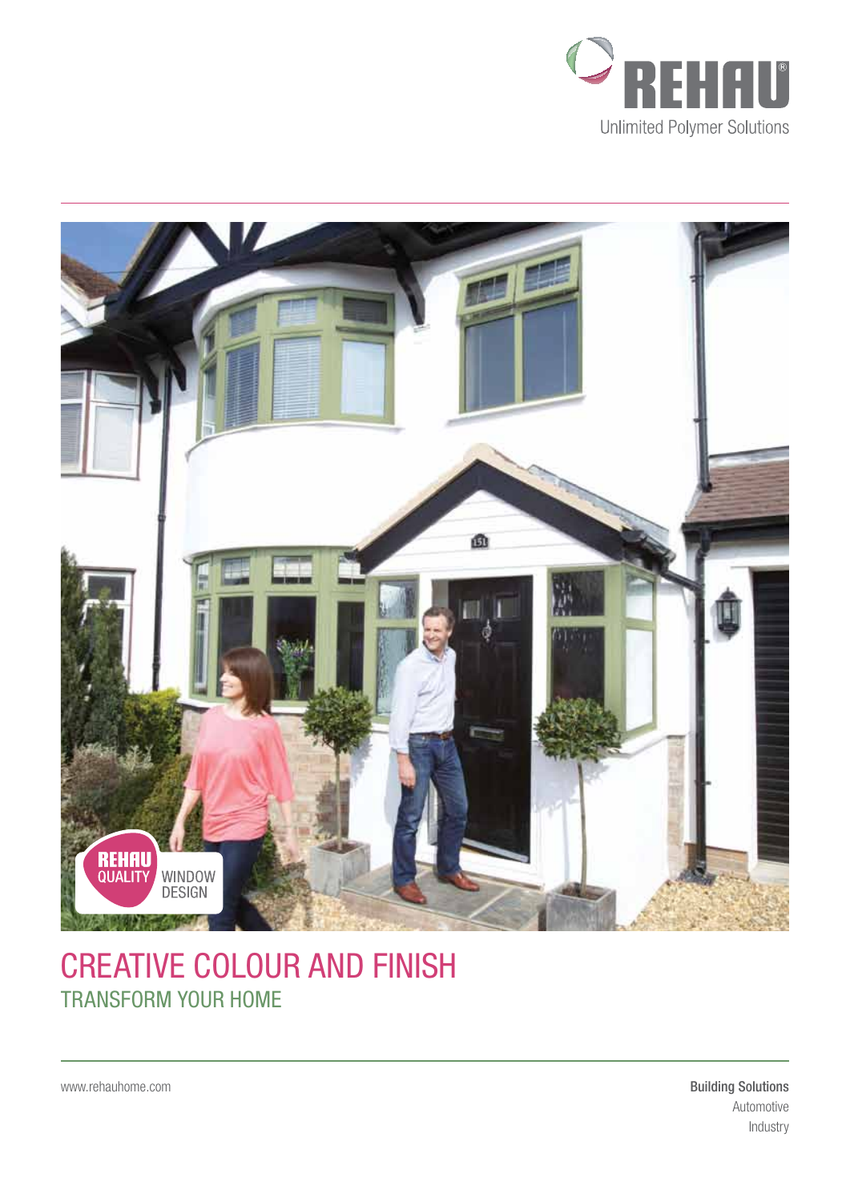REHAU

Unlimited Polymer Solutions

REHAU QUALITY WINDOW DESIGN

# CREATIVE COLOUR AND FINISH

## TRANSFORM YOUR HOME

www.rehauhome.com

**Building Solutions**
Automotive
Industry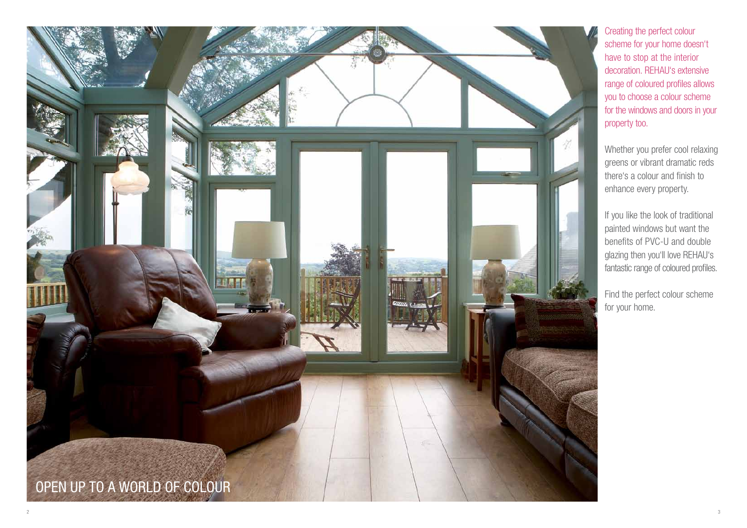# OPEN UP TO A WORLD OF COLOUR

Creating the perfect colour scheme for your home doesn't have to stop at the interior decoration. REHAU's extensive range of coloured profiles allows you to choose a colour scheme for the windows and doors in your property too.

Whether you prefer cool relaxing greens or vibrant dramatic reds there's a colour and finish to enhance every property.

If you like the look of traditional painted windows but want the benefits of PVC-U and double glazing then you'll love REHAU's fantastic range of coloured profiles.

Find the perfect colour scheme for your home.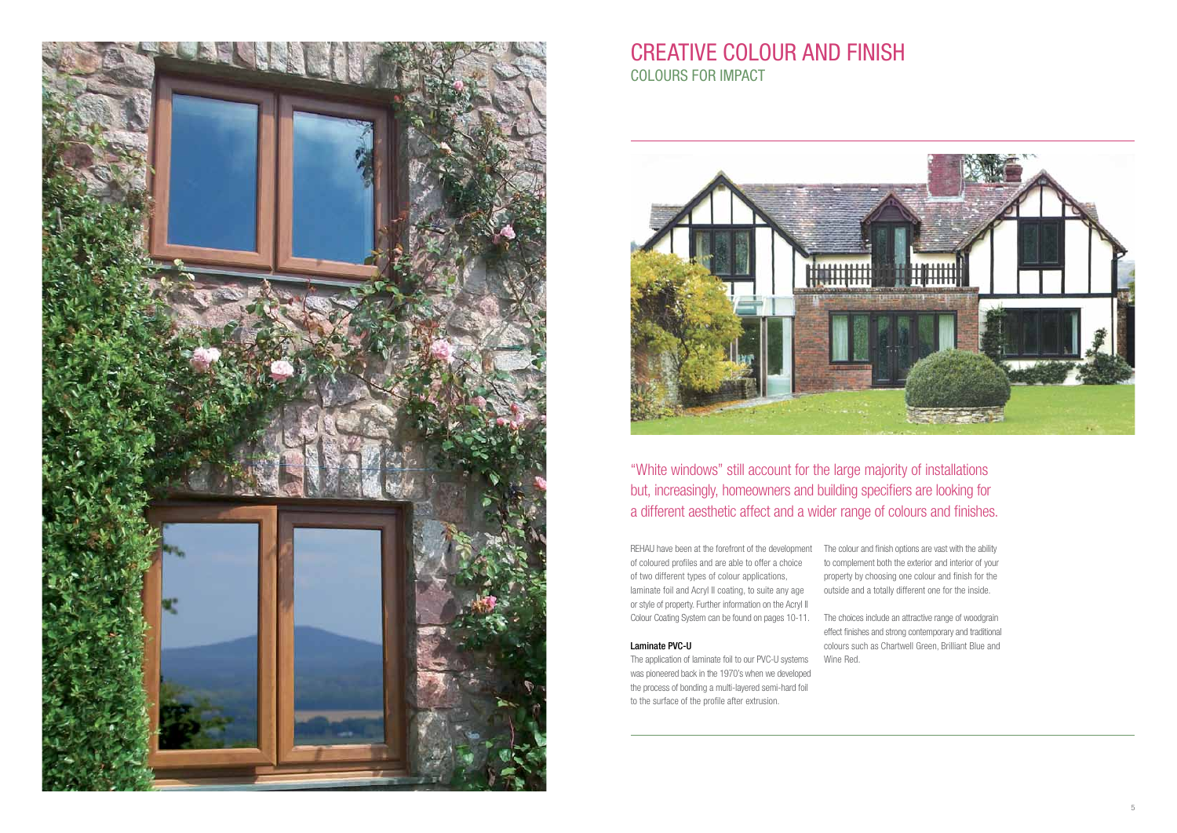# CREATIVE COLOUR AND FINISH

## COLOURS FOR IMPACT

"White windows" still account for the large majority of installations but, increasingly, homeowners and building specifiers are looking for a different aesthetic affect and a wider range of colours and finishes.

REHAU have been at the forefront of the development of coloured profiles and are able to offer a choice of two different types of colour applications, laminate foil and Acryl II coating, to suite any age or style of property. Further information on the Acryl II Colour Coating System can be found on pages 10-11.

**Laminate PVC-U**

The application of laminate foil to our PVC-U systems was pioneered back in the 1970's when we developed the process of bonding a multi-layered semi-hard foil to the surface of the profile after extrusion.

The colour and finish options are vast with the ability to complement both the exterior and interior of your property by choosing one colour and finish for the outside and a totally different one for the inside.

The choices include an attractive range of woodgrain effect finishes and strong contemporary and traditional colours such as Chartwell Green, Brilliant Blue and Wine Red.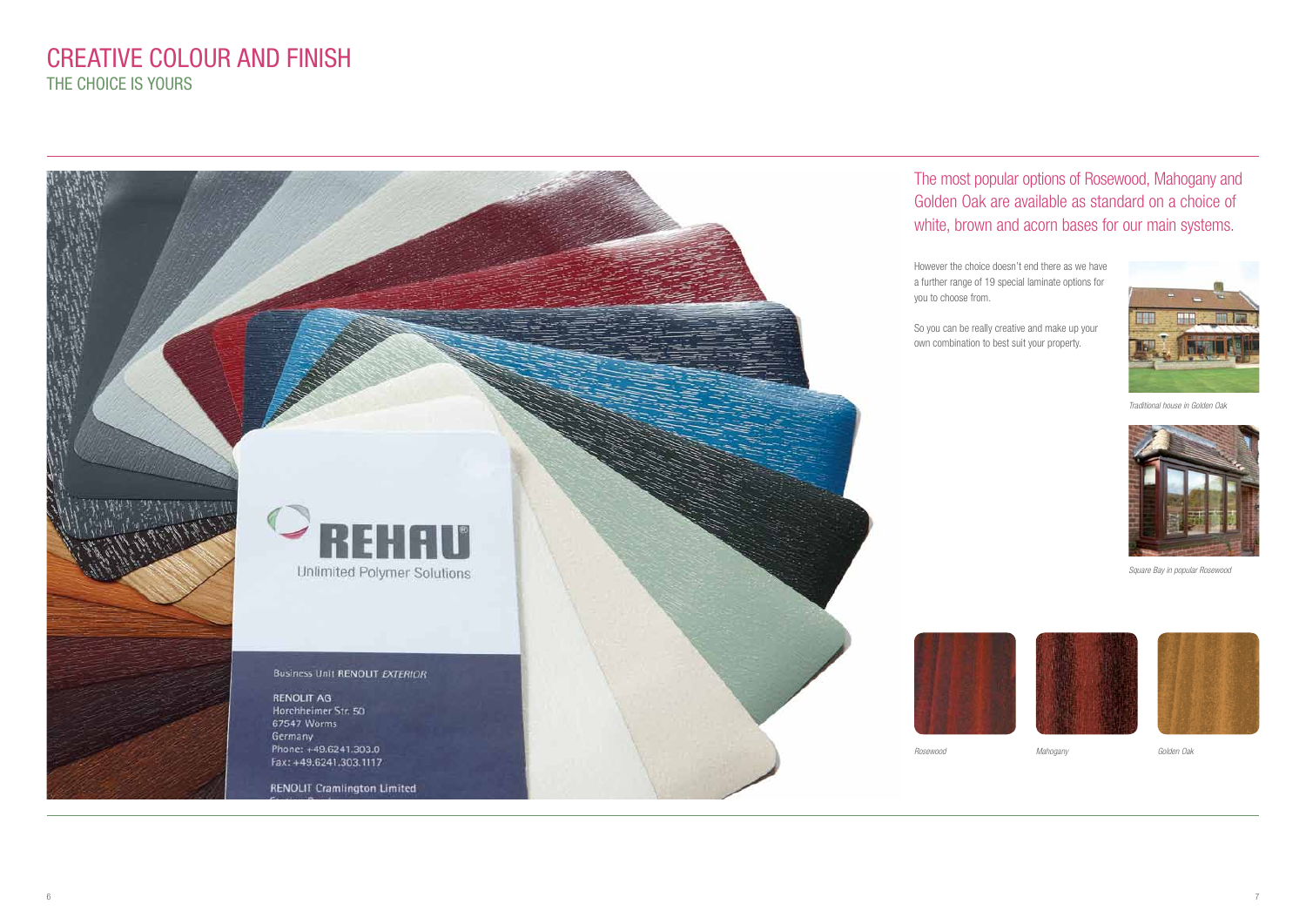# CREATIVE COLOUR AND FINISH

## THE CHOICE IS YOURS

The most popular options of Rosewood, Mahogany and Golden Oak are available as standard on a choice of white, brown and acorn bases for our main systems.

However the choice doesn't end there as we have a further range of 19 special laminate options for you to choose from.

So you can be really creative and make up your own combination to best suit your property.

*Traditional house in Golden Oak*

*Square Bay in popular Rosewood*

*Rosewood*

*Mahogany*

*Golden Oak*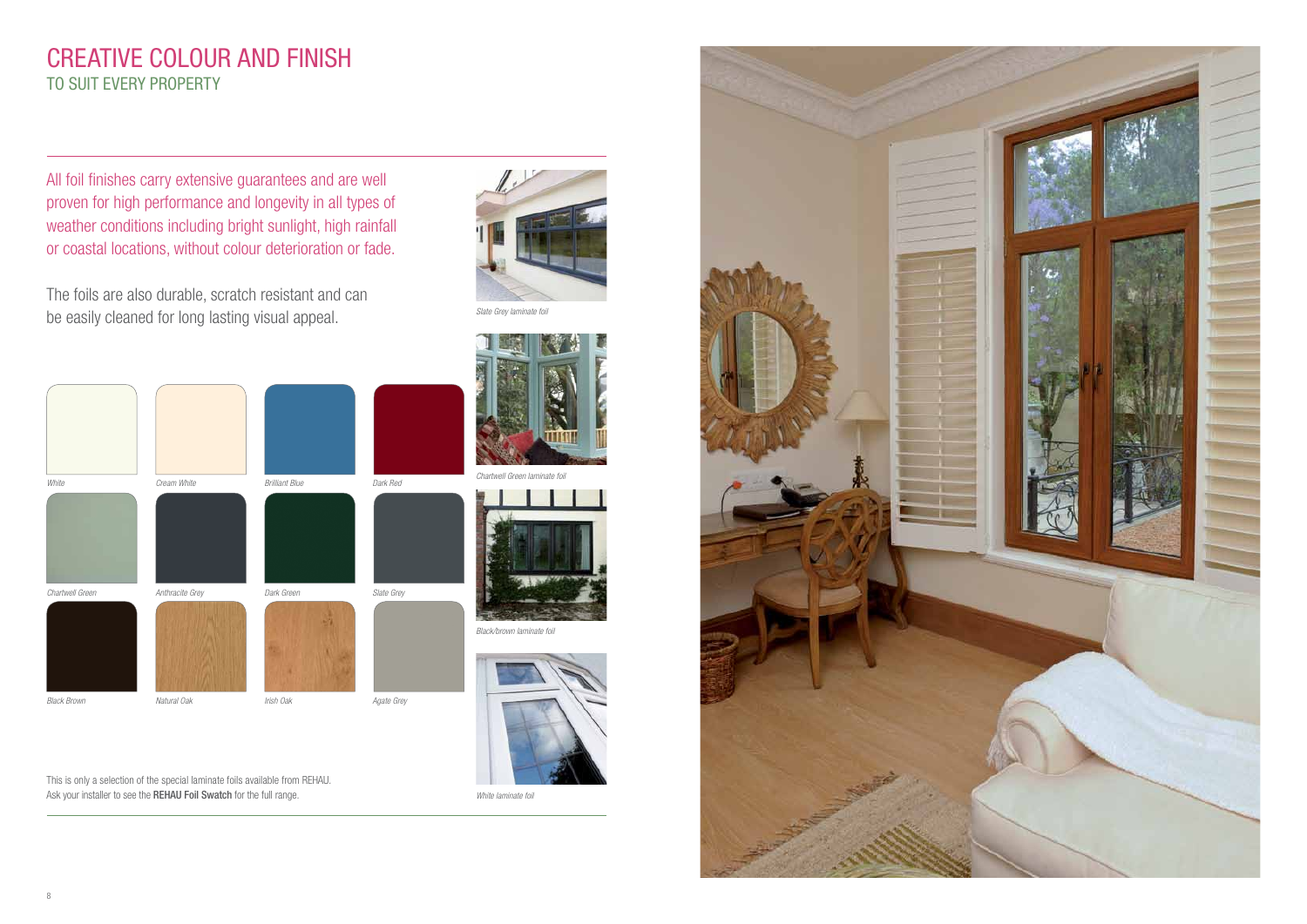# CREATIVE COLOUR AND FINISH

## TO SUIT EVERY PROPERTY

All foil finishes carry extensive guarantees and are well proven for high performance and longevity in all types of weather conditions including bright sunlight, high rainfall or coastal locations, without colour deterioration or fade.

The foils are also durable, scratch resistant and can be easily cleaned for long lasting visual appeal.

*White*

*Cream White*

*Brilliant Blue*

*Dark Red*

*Chartwell Green*

*Anthracite Grey*

*Dark Green*

*Slate Grey*

*Black Brown*

*Natural Oak*

*Irish Oak*

*Agate Grey*

This is only a selection of the special laminate foils available from REHAU.
Ask your installer to see the **REHAU Foil Swatch** for the full range.

*Slate Grey laminate foil*

*Chartwell Green laminate foil*

*Black/brown laminate foil*

*White laminate foil*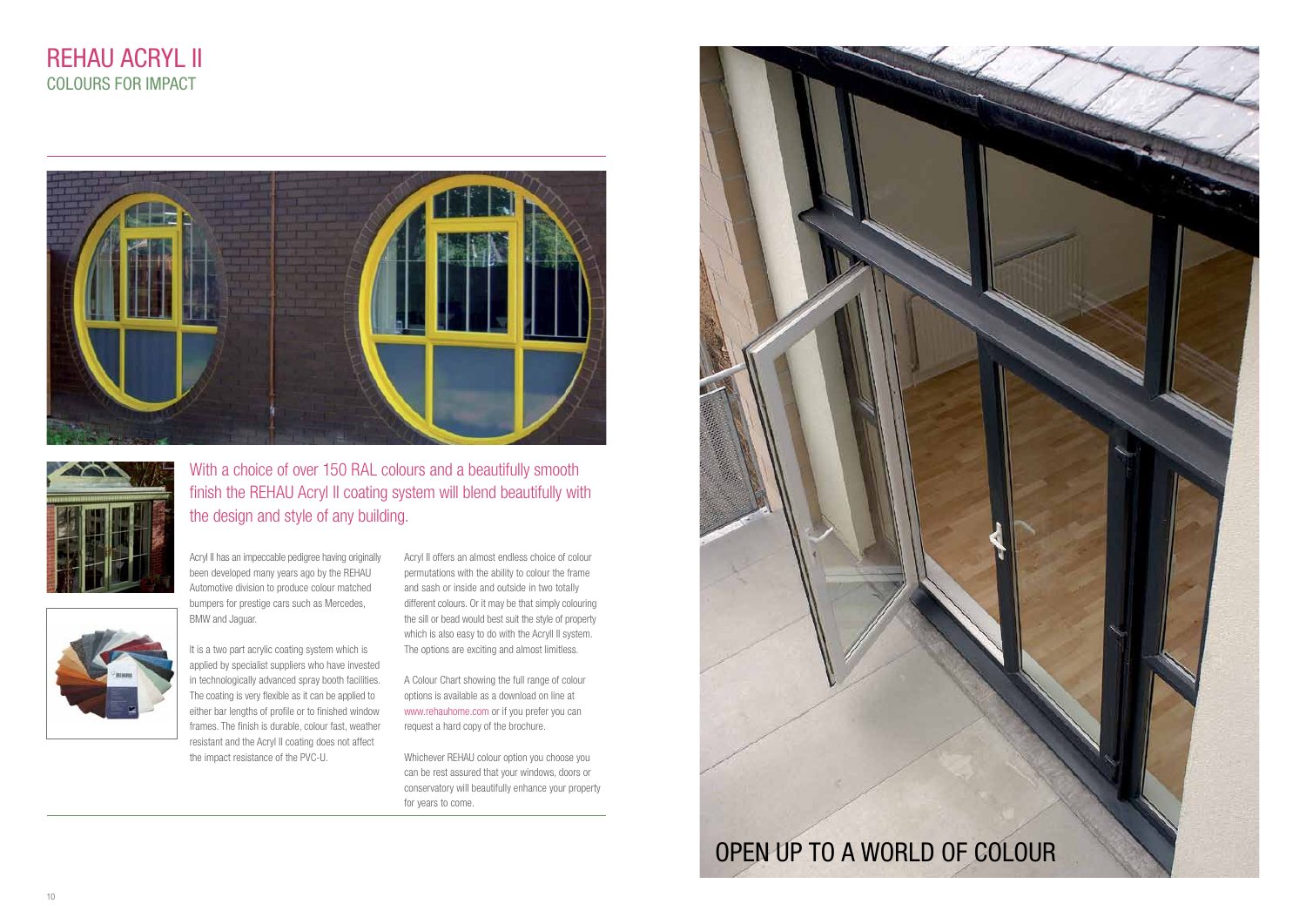# REHAU ACRYL II

## COLOURS FOR IMPACT

With a choice of over 150 RAL colours and a beautifully smooth finish the REHAU Acryl II coating system will blend beautifully with the design and style of any building.

Acryl II has an impeccable pedigree having originally been developed many years ago by the REHAU Automotive division to produce colour matched bumpers for prestige cars such as Mercedes, BMW and Jaguar.

It is a two part acrylic coating system which is applied by specialist suppliers who have invested in technologically advanced spray booth facilities. The coating is very flexible as it can be applied to either bar lengths of profile or to finished window frames. The finish is durable, colour fast, weather resistant and the Acryl II coating does not affect the impact resistance of the PVC-U.

Acryl II offers an almost endless choice of colour permutations with the ability to colour the frame and sash or inside and outside in two totally different colours. Or it may be that simply colouring the sill or bead would best suit the style of property which is also easy to do with the Acryll II system. The options are exciting and almost limitless.

A Colour Chart showing the full range of colour options is available as a download on line at www.rehauhome.com or if you prefer you can request a hard copy of the brochure.

Whichever REHAU colour option you choose you can be rest assured that your windows, doors or conservatory will beautifully enhance your property for years to come.

OPEN UP TO A WORLD OF COLOUR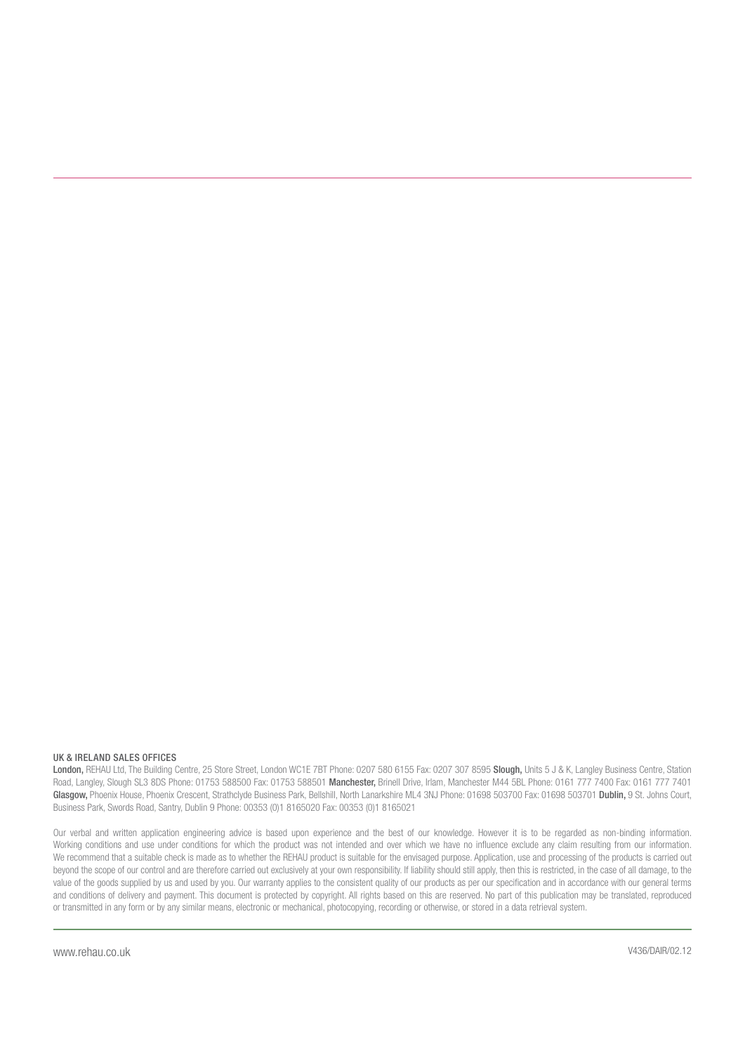UK & IRELAND SALES OFFICES

**London,** REHAU Ltd, The Building Centre, 25 Store Street, London WC1E 7BT Phone: 0207 580 6155 Fax: 0207 307 8595 **Slough,** Units 5 J & K, Langley Business Centre, Station Road, Langley, Slough SL3 8DS Phone: 01753 588500 Fax: 01753 588501 **Manchester,** Brinell Drive, Irlam, Manchester M44 5BL Phone: 0161 777 7400 Fax: 0161 777 7401 **Glasgow,** Phoenix House, Phoenix Crescent, Strathclyde Business Park, Bellshill, North Lanarkshire ML4 3NJ Phone: 01698 503700 Fax: 01698 503701 **Dublin,** 9 St. Johns Court, Business Park, Swords Road, Santry, Dublin 9 Phone: 00353 (0)1 8165020 Fax: 00353 (0)1 8165021

Our verbal and written application engineering advice is based upon experience and the best of our knowledge. However it is to be regarded as non-binding information. Working conditions and use under conditions for which the product was not intended and over which we have no influence exclude any claim resulting from our information. We recommend that a suitable check is made as to whether the REHAU product is suitable for the envisaged purpose. Application, use and processing of the products is carried out beyond the scope of our control and are therefore carried out exclusively at your own responsibility. If liability should still apply, then this is restricted, in the case of all damage, to the value of the goods supplied by us and used by you. Our warranty applies to the consistent quality of our products as per our specification and in accordance with our general terms and conditions of delivery and payment. This document is protected by copyright. All rights based on this are reserved. No part of this publication may be translated, reproduced or transmitted in any form or by any similar means, electronic or mechanical, photocopying, recording or otherwise, or stored in a data retrieval system.

www.rehau.co.uk

V436/DAIR/02.12